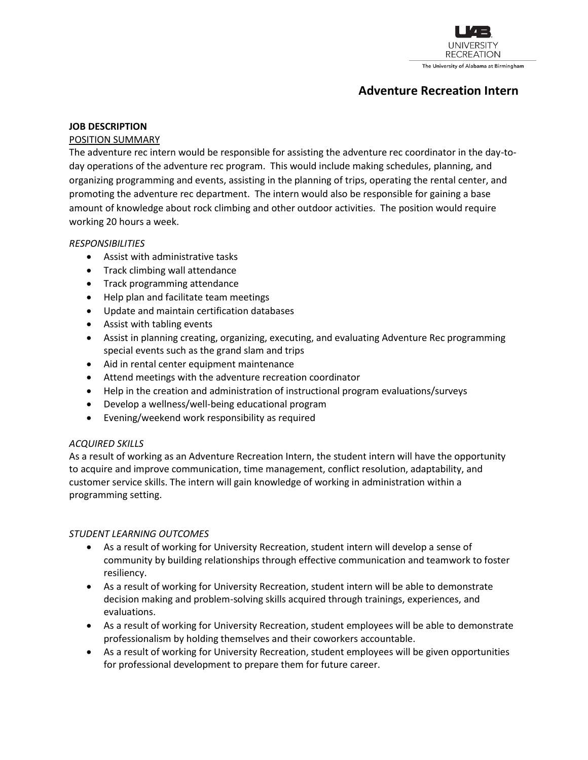UAB UNIVERSITY RECREATION
The University of Alabama at Birmingham

# Adventure Recreation Intern

**JOB DESCRIPTION**

<u>POSITION SUMMARY</u>

The adventure rec intern would be responsible for assisting the adventure rec coordinator in the day-to-day operations of the adventure rec program. This would include making schedules, planning, and organizing programming and events, assisting in the planning of trips, operating the rental center, and promoting the adventure rec department. The intern would also be responsible for gaining a base amount of knowledge about rock climbing and other outdoor activities. The position would require working 20 hours a week.

*RESPONSIBILITIES*

- Assist with administrative tasks
- Track climbing wall attendance
- Track programming attendance
- Help plan and facilitate team meetings
- Update and maintain certification databases
- Assist with tabling events
- Assist in planning creating, organizing, executing, and evaluating Adventure Rec programming special events such as the grand slam and trips
- Aid in rental center equipment maintenance
- Attend meetings with the adventure recreation coordinator
- Help in the creation and administration of instructional program evaluations/surveys
- Develop a wellness/well-being educational program
- Evening/weekend work responsibility as required

*ACQUIRED SKILLS*

As a result of working as an Adventure Recreation Intern, the student intern will have the opportunity to acquire and improve communication, time management, conflict resolution, adaptability, and customer service skills. The intern will gain knowledge of working in administration within a programming setting.

*STUDENT LEARNING OUTCOMES*

- As a result of working for University Recreation, student intern will develop a sense of community by building relationships through effective communication and teamwork to foster resiliency.
- As a result of working for University Recreation, student intern will be able to demonstrate decision making and problem-solving skills acquired through trainings, experiences, and evaluations.
- As a result of working for University Recreation, student employees will be able to demonstrate professionalism by holding themselves and their coworkers accountable.
- As a result of working for University Recreation, student employees will be given opportunities for professional development to prepare them for future career.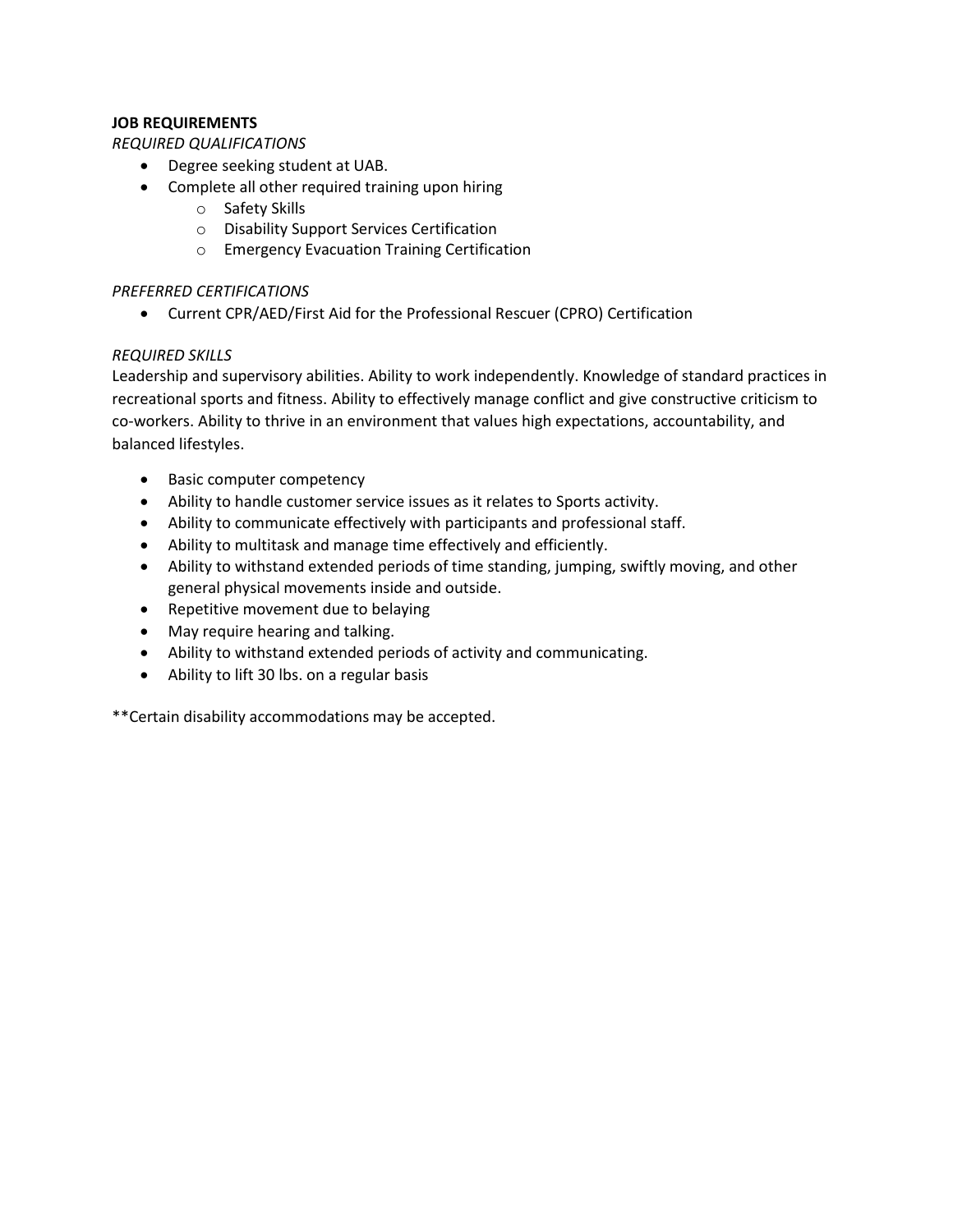**JOB REQUIREMENTS**

*REQUIRED QUALIFICATIONS*

- Degree seeking student at UAB.
- Complete all other required training upon hiring
  - Safety Skills
  - Disability Support Services Certification
  - Emergency Evacuation Training Certification

*PREFERRED CERTIFICATIONS*

- Current CPR/AED/First Aid for the Professional Rescuer (CPRO) Certification

*REQUIRED SKILLS*

Leadership and supervisory abilities. Ability to work independently. Knowledge of standard practices in recreational sports and fitness. Ability to effectively manage conflict and give constructive criticism to co-workers. Ability to thrive in an environment that values high expectations, accountability, and balanced lifestyles.

- Basic computer competency
- Ability to handle customer service issues as it relates to Sports activity.
- Ability to communicate effectively with participants and professional staff.
- Ability to multitask and manage time effectively and efficiently.
- Ability to withstand extended periods of time standing, jumping, swiftly moving, and other general physical movements inside and outside.
- Repetitive movement due to belaying
- May require hearing and talking.
- Ability to withstand extended periods of activity and communicating.
- Ability to lift 30 lbs. on a regular basis

**Certain disability accommodations may be accepted.